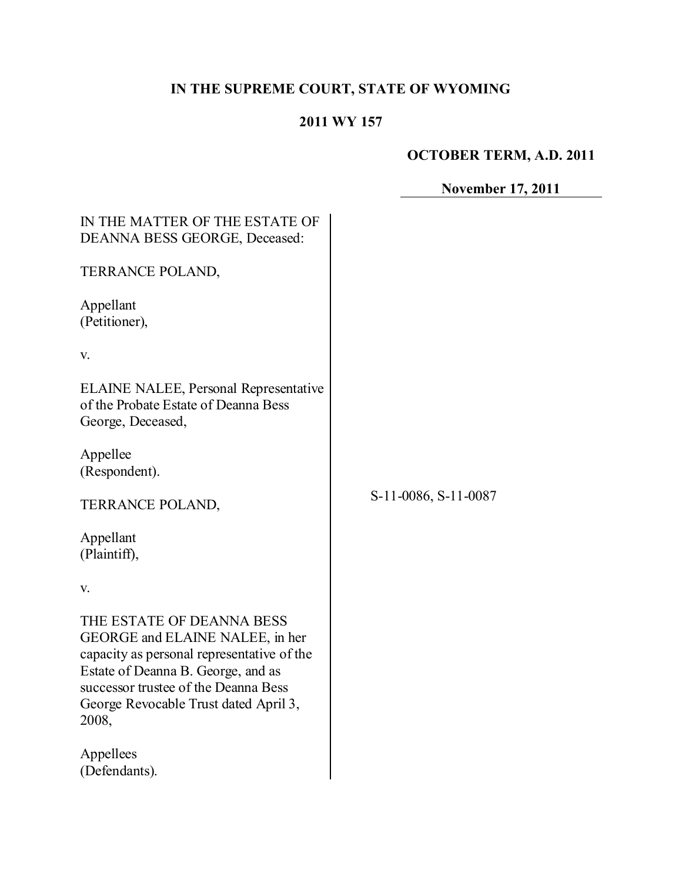**IN THE SUPREME COURT, STATE OF WYOMING**

**2011 WY 157**

**OCTOBER TERM, A.D. 2011**

**November 17, 2011**

IN THE MATTER OF THE ESTATE OF DEANNA BESS GEORGE, Deceased:

TERRANCE POLAND,

Appellant
(Petitioner),

v.

ELAINE NALEE, Personal Representative of the Probate Estate of Deanna Bess George, Deceased,

Appellee
(Respondent).

TERRANCE POLAND,

Appellant
(Plaintiff),

v.

THE ESTATE OF DEANNA BESS GEORGE and ELAINE NALEE, in her capacity as personal representative of the Estate of Deanna B. George, and as successor trustee of the Deanna Bess George Revocable Trust dated April 3, 2008,

Appellees
(Defendants).

S-11-0086, S-11-0087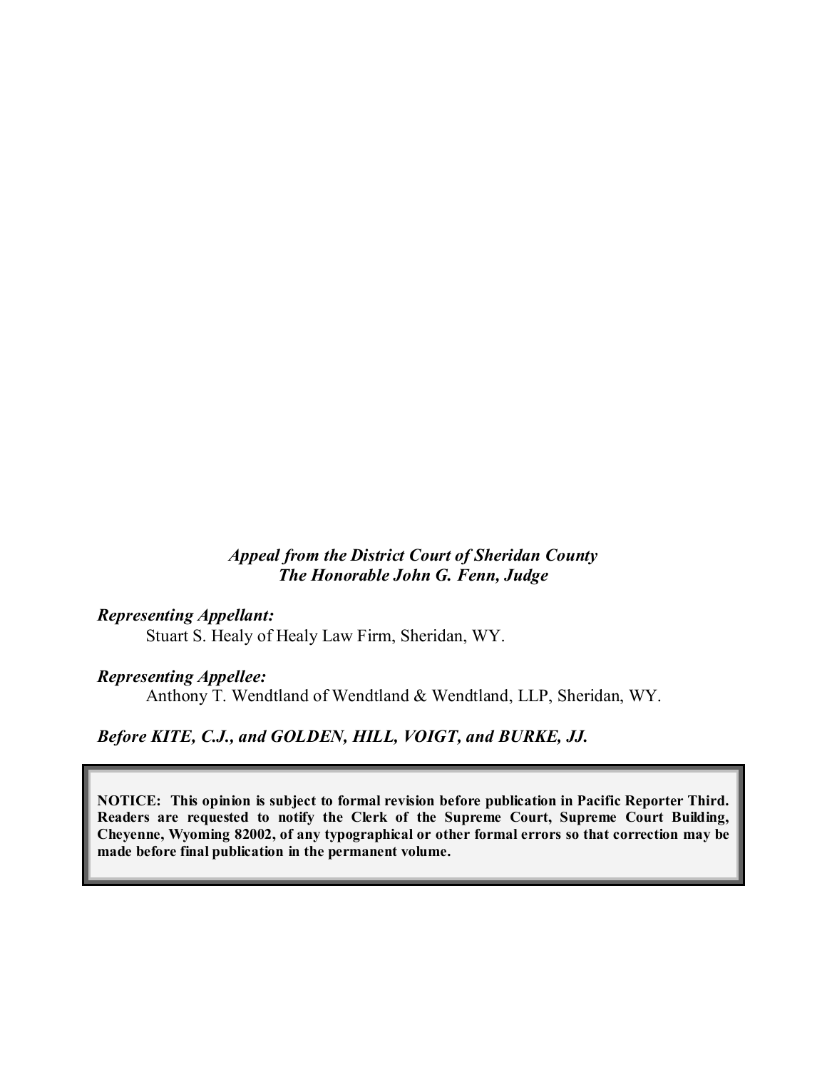*Appeal from the District Court of Sheridan County*
*The Honorable John G. Fenn, Judge*

***Representing Appellant:***
Stuart S. Healy of Healy Law Firm, Sheridan, WY.

***Representing Appellee:***
Anthony T. Wendtland of Wendtland & Wendtland, LLP, Sheridan, WY.

***Before KITE, C.J., and GOLDEN, HILL, VOIGT, and BURKE, JJ.***

**NOTICE: This opinion is subject to formal revision before publication in Pacific Reporter Third. Readers are requested to notify the Clerk of the Supreme Court, Supreme Court Building, Cheyenne, Wyoming 82002, of any typographical or other formal errors so that correction may be made before final publication in the permanent volume.**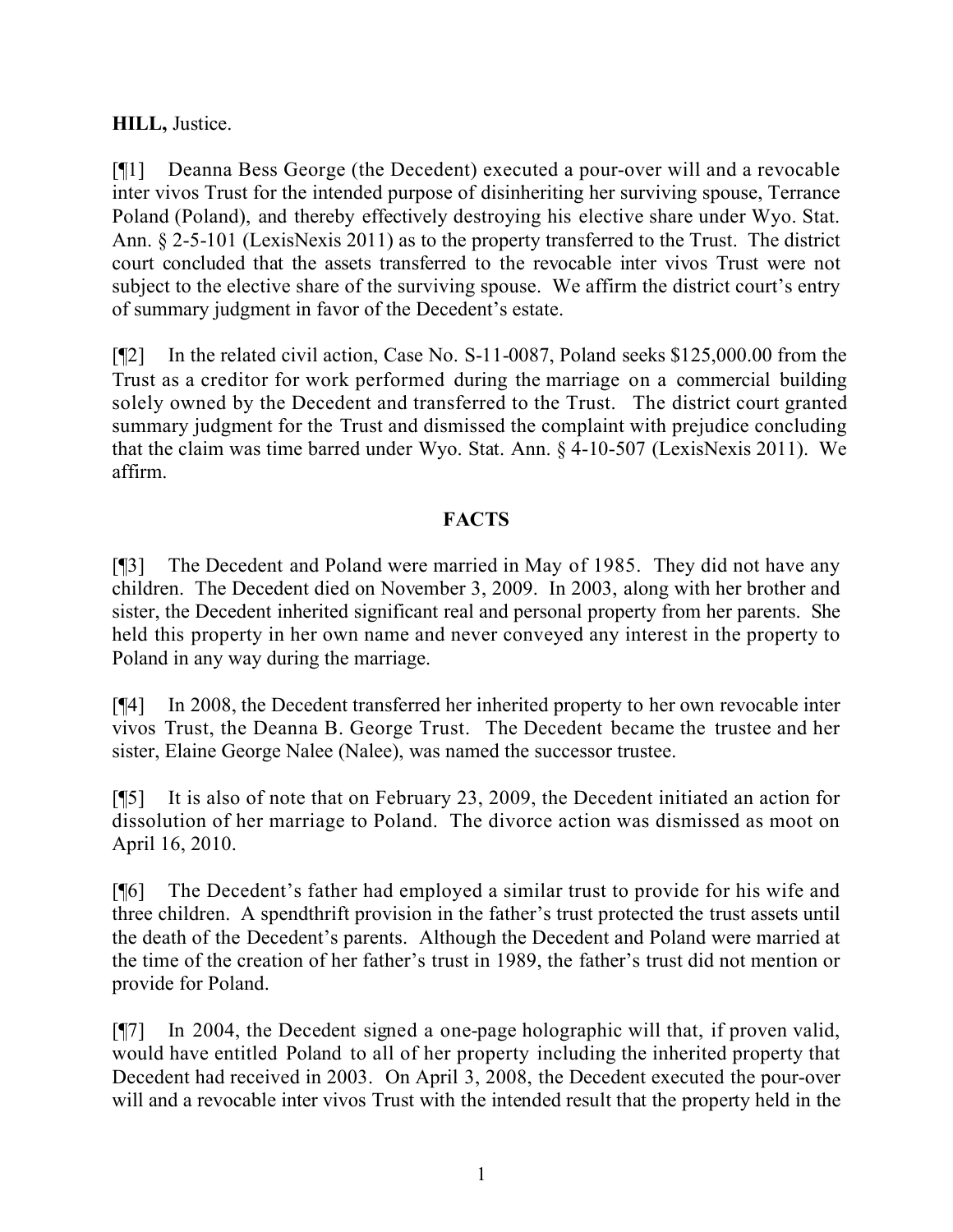**HILL,** Justice.

[¶1] Deanna Bess George (the Decedent) executed a pour-over will and a revocable inter vivos Trust for the intended purpose of disinheriting her surviving spouse, Terrance Poland (Poland), and thereby effectively destroying his elective share under Wyo. Stat. Ann. § 2-5-101 (LexisNexis 2011) as to the property transferred to the Trust. The district court concluded that the assets transferred to the revocable inter vivos Trust were not subject to the elective share of the surviving spouse. We affirm the district court's entry of summary judgment in favor of the Decedent's estate.

[¶2] In the related civil action, Case No. S-11-0087, Poland seeks $125,000.00 from the Trust as a creditor for work performed during the marriage on a commercial building solely owned by the Decedent and transferred to the Trust. The district court granted summary judgment for the Trust and dismissed the complaint with prejudice concluding that the claim was time barred under Wyo. Stat. Ann. § 4-10-507 (LexisNexis 2011). We affirm.

## FACTS

[¶3] The Decedent and Poland were married in May of 1985. They did not have any children. The Decedent died on November 3, 2009. In 2003, along with her brother and sister, the Decedent inherited significant real and personal property from her parents. She held this property in her own name and never conveyed any interest in the property to Poland in any way during the marriage.

[¶4] In 2008, the Decedent transferred her inherited property to her own revocable inter vivos Trust, the Deanna B. George Trust. The Decedent became the trustee and her sister, Elaine George Nalee (Nalee), was named the successor trustee.

[¶5] It is also of note that on February 23, 2009, the Decedent initiated an action for dissolution of her marriage to Poland. The divorce action was dismissed as moot on April 16, 2010.

[¶6] The Decedent's father had employed a similar trust to provide for his wife and three children. A spendthrift provision in the father's trust protected the trust assets until the death of the Decedent's parents. Although the Decedent and Poland were married at the time of the creation of her father's trust in 1989, the father's trust did not mention or provide for Poland.

[¶7] In 2004, the Decedent signed a one-page holographic will that, if proven valid, would have entitled Poland to all of her property including the inherited property that Decedent had received in 2003. On April 3, 2008, the Decedent executed the pour-over will and a revocable inter vivos Trust with the intended result that the property held in the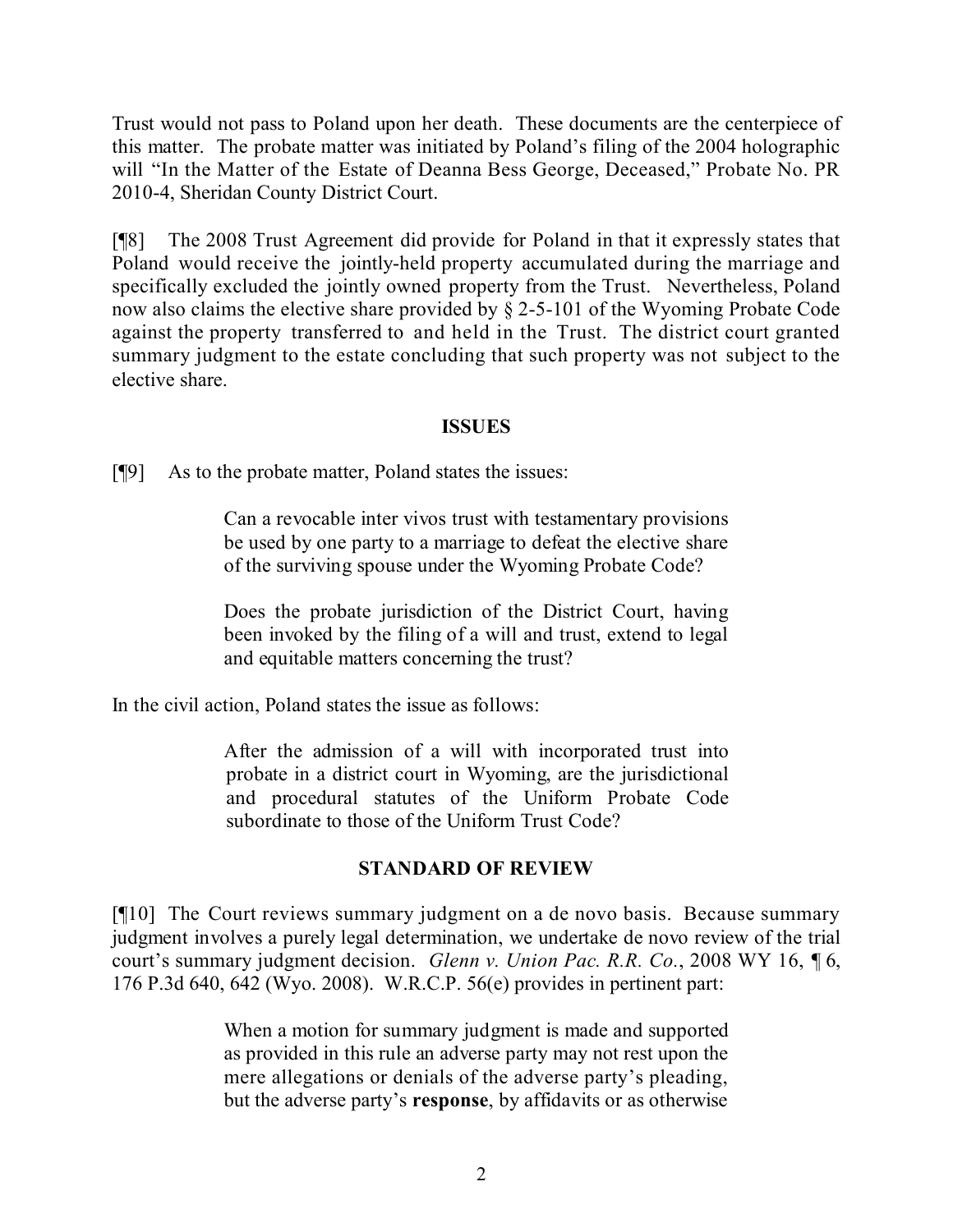Trust would not pass to Poland upon her death. These documents are the centerpiece of this matter. The probate matter was initiated by Poland's filing of the 2004 holographic will "In the Matter of the Estate of Deanna Bess George, Deceased," Probate No. PR 2010-4, Sheridan County District Court.

[¶8] The 2008 Trust Agreement did provide for Poland in that it expressly states that Poland would receive the jointly-held property accumulated during the marriage and specifically excluded the jointly owned property from the Trust. Nevertheless, Poland now also claims the elective share provided by § 2-5-101 of the Wyoming Probate Code against the property transferred to and held in the Trust. The district court granted summary judgment to the estate concluding that such property was not subject to the elective share.

## ISSUES

[¶9] As to the probate matter, Poland states the issues:

> Can a revocable inter vivos trust with testamentary provisions be used by one party to a marriage to defeat the elective share of the surviving spouse under the Wyoming Probate Code?
>
> Does the probate jurisdiction of the District Court, having been invoked by the filing of a will and trust, extend to legal and equitable matters concerning the trust?

In the civil action, Poland states the issue as follows:

> After the admission of a will with incorporated trust into probate in a district court in Wyoming, are the jurisdictional and procedural statutes of the Uniform Probate Code subordinate to those of the Uniform Trust Code?

## STANDARD OF REVIEW

[¶10] The Court reviews summary judgment on a de novo basis. Because summary judgment involves a purely legal determination, we undertake de novo review of the trial court's summary judgment decision. *Glenn v. Union Pac. R.R. Co.*, 2008 WY 16, ¶ 6, 176 P.3d 640, 642 (Wyo. 2008). W.R.C.P. 56(e) provides in pertinent part:

> When a motion for summary judgment is made and supported as provided in this rule an adverse party may not rest upon the mere allegations or denials of the adverse party's pleading, but the adverse party's **response**, by affidavits or as otherwise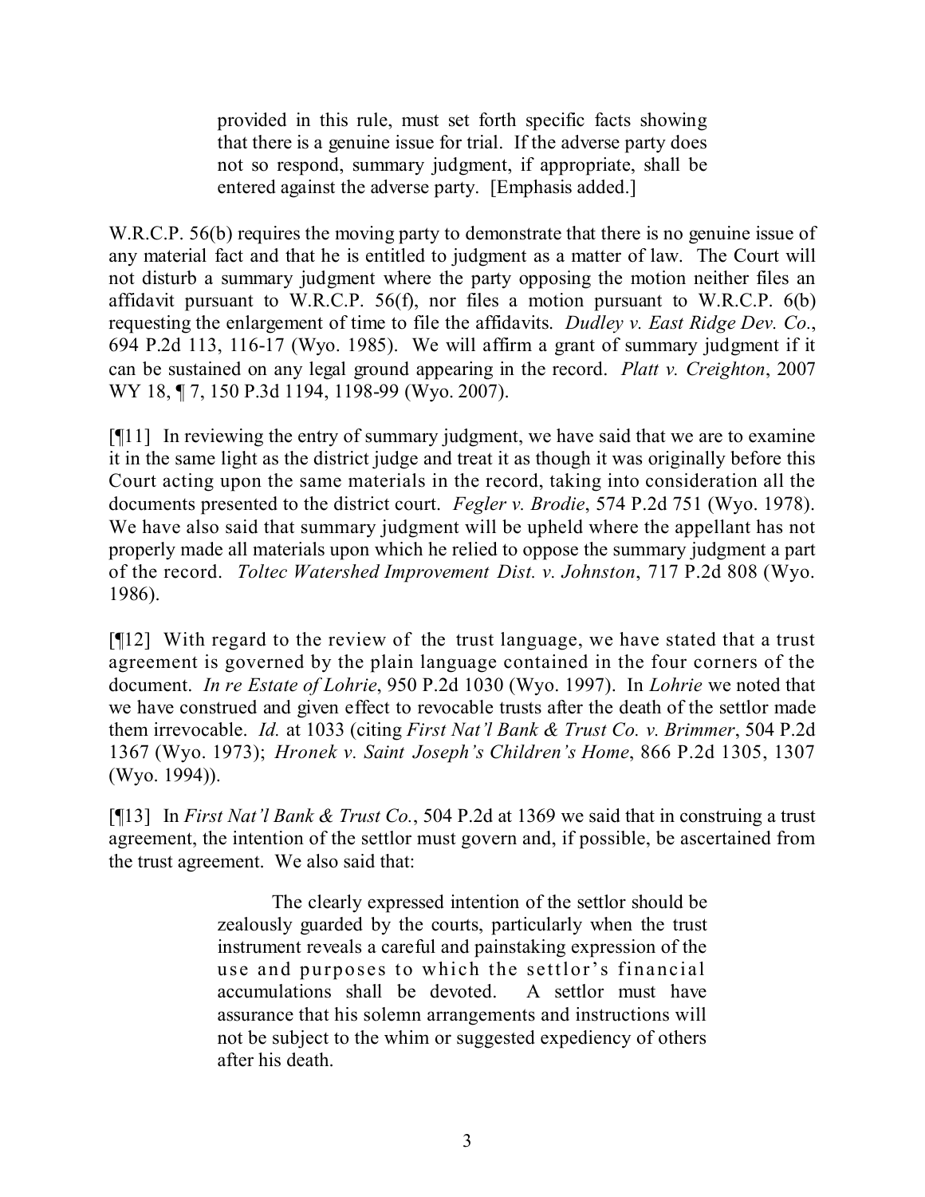> provided in this rule, must set forth specific facts showing that there is a genuine issue for trial. If the adverse party does not so respond, summary judgment, if appropriate, shall be entered against the adverse party. [Emphasis added.]

W.R.C.P. 56(b) requires the moving party to demonstrate that there is no genuine issue of any material fact and that he is entitled to judgment as a matter of law. The Court will not disturb a summary judgment where the party opposing the motion neither files an affidavit pursuant to W.R.C.P. 56(f), nor files a motion pursuant to W.R.C.P. 6(b) requesting the enlargement of time to file the affidavits. *Dudley v. East Ridge Dev. Co.*, 694 P.2d 113, 116-17 (Wyo. 1985). We will affirm a grant of summary judgment if it can be sustained on any legal ground appearing in the record. *Platt v. Creighton*, 2007 WY 18, ¶ 7, 150 P.3d 1194, 1198-99 (Wyo. 2007).

[¶11] In reviewing the entry of summary judgment, we have said that we are to examine it in the same light as the district judge and treat it as though it was originally before this Court acting upon the same materials in the record, taking into consideration all the documents presented to the district court. *Fegler v. Brodie*, 574 P.2d 751 (Wyo. 1978). We have also said that summary judgment will be upheld where the appellant has not properly made all materials upon which he relied to oppose the summary judgment a part of the record. *Toltec Watershed Improvement Dist. v. Johnston*, 717 P.2d 808 (Wyo. 1986).

[¶12] With regard to the review of the trust language, we have stated that a trust agreement is governed by the plain language contained in the four corners of the document. *In re Estate of Lohrie*, 950 P.2d 1030 (Wyo. 1997). In *Lohrie* we noted that we have construed and given effect to revocable trusts after the death of the settlor made them irrevocable. *Id.* at 1033 (citing *First Nat'l Bank & Trust Co. v. Brimmer*, 504 P.2d 1367 (Wyo. 1973); *Hronek v. Saint Joseph's Children's Home*, 866 P.2d 1305, 1307 (Wyo. 1994)).

[¶13] In *First Nat'l Bank & Trust Co.*, 504 P.2d at 1369 we said that in construing a trust agreement, the intention of the settlor must govern and, if possible, be ascertained from the trust agreement. We also said that:

> The clearly expressed intention of the settlor should be zealously guarded by the courts, particularly when the trust instrument reveals a careful and painstaking expression of the use and purposes to which the settlor's financial accumulations shall be devoted. A settlor must have assurance that his solemn arrangements and instructions will not be subject to the whim or suggested expediency of others after his death.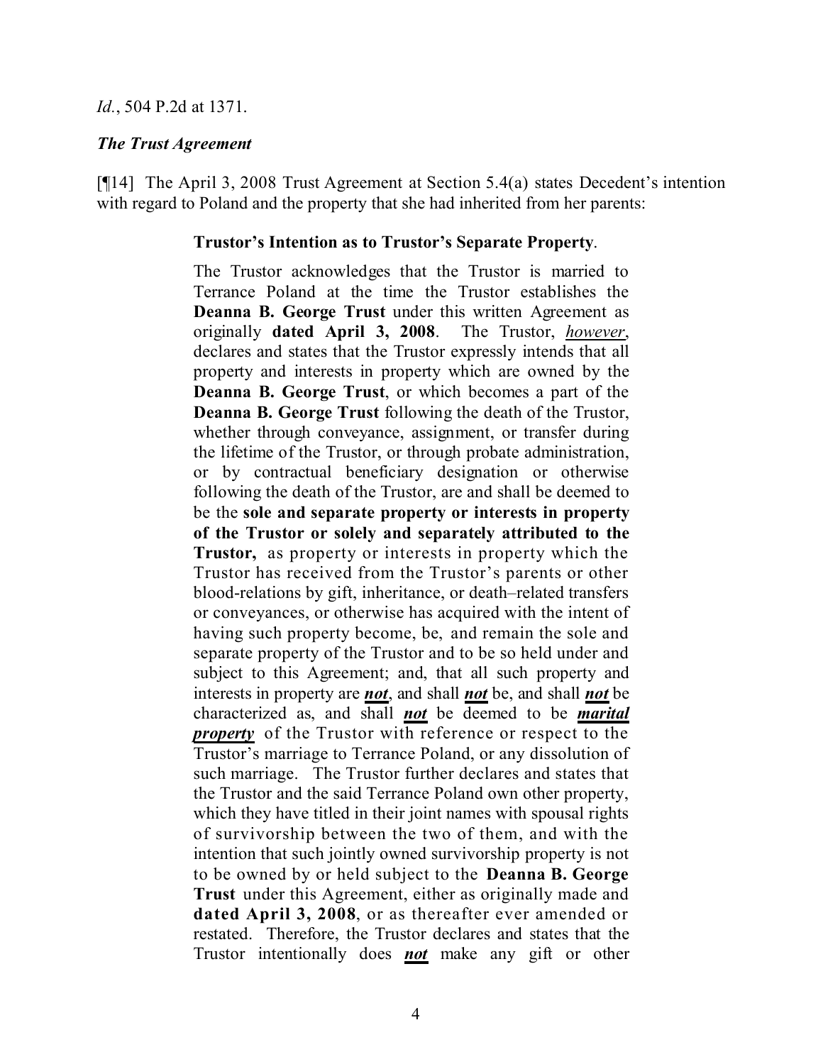*Id.*, 504 P.2d at 1371.

***The Trust Agreement***

[¶14] The April 3, 2008 Trust Agreement at Section 5.4(a) states Decedent's intention with regard to Poland and the property that she had inherited from her parents:

> **Trustor's Intention as to Trustor's Separate Property**.
>
> The Trustor acknowledges that the Trustor is married to Terrance Poland at the time the Trustor establishes the **Deanna B. George Trust** under this written Agreement as originally **dated April 3, 2008**. The Trustor, *<u>however</u>*, declares and states that the Trustor expressly intends that all property and interests in property which are owned by the **Deanna B. George Trust**, or which becomes a part of the **Deanna B. George Trust** following the death of the Trustor, whether through conveyance, assignment, or transfer during the lifetime of the Trustor, or through probate administration, or by contractual beneficiary designation or otherwise following the death of the Trustor, are and shall be deemed to be the **sole and separate property or interests in property of the Trustor or solely and separately attributed to the Trustor,** as property or interests in property which the Trustor has received from the Trustor's parents or other blood-relations by gift, inheritance, or death–related transfers or conveyances, or otherwise has acquired with the intent of having such property become, be, and remain the sole and separate property of the Trustor and to be so held under and subject to this Agreement; and, that all such property and interests in property are ***<u>not</u>***, and shall ***<u>not</u>*** be, and shall ***<u>not</u>*** be characterized as, and shall ***<u>not</u>*** be deemed to be ***<u>marital property</u>*** of the Trustor with reference or respect to the Trustor's marriage to Terrance Poland, or any dissolution of such marriage. The Trustor further declares and states that the Trustor and the said Terrance Poland own other property, which they have titled in their joint names with spousal rights of survivorship between the two of them, and with the intention that such jointly owned survivorship property is not to be owned by or held subject to the **Deanna B. George Trust** under this Agreement, either as originally made and **dated April 3, 2008**, or as thereafter ever amended or restated. Therefore, the Trustor declares and states that the Trustor intentionally does ***<u>not</u>*** make any gift or other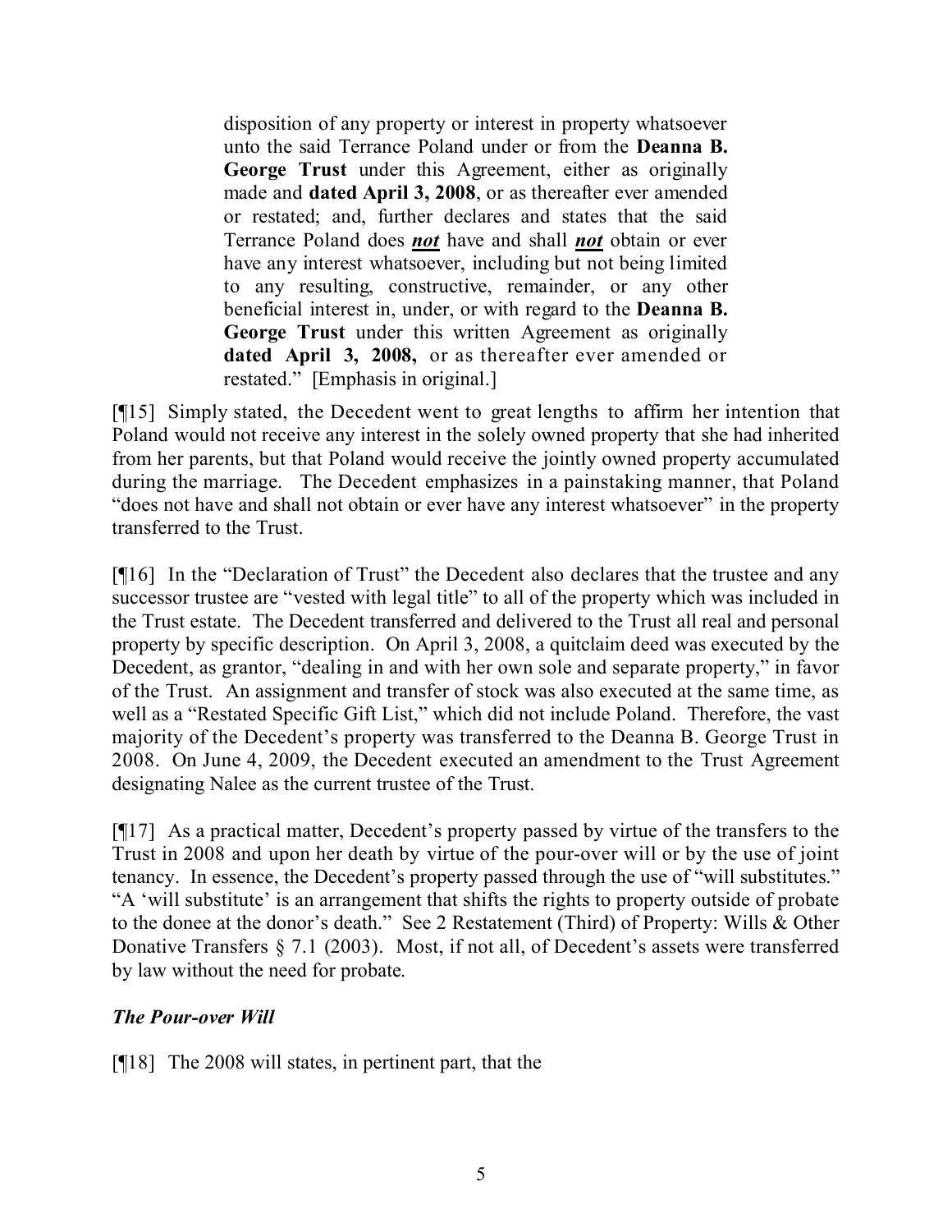> disposition of any property or interest in property whatsoever unto the said Terrance Poland under or from the **Deanna B. George Trust** under this Agreement, either as originally made and **dated April 3, 2008**, or as thereafter ever amended or restated; and, further declares and states that the said Terrance Poland does ***not*** have and shall ***not*** obtain or ever have any interest whatsoever, including but not being limited to any resulting, constructive, remainder, or any other beneficial interest in, under, or with regard to the **Deanna B. George Trust** under this written Agreement as originally **dated April 3, 2008,** or as thereafter ever amended or restated." [Emphasis in original.]

[¶15] Simply stated, the Decedent went to great lengths to affirm her intention that Poland would not receive any interest in the solely owned property that she had inherited from her parents, but that Poland would receive the jointly owned property accumulated during the marriage. The Decedent emphasizes in a painstaking manner, that Poland "does not have and shall not obtain or ever have any interest whatsoever" in the property transferred to the Trust.

[¶16] In the "Declaration of Trust" the Decedent also declares that the trustee and any successor trustee are "vested with legal title" to all of the property which was included in the Trust estate. The Decedent transferred and delivered to the Trust all real and personal property by specific description. On April 3, 2008, a quitclaim deed was executed by the Decedent, as grantor, "dealing in and with her own sole and separate property," in favor of the Trust. An assignment and transfer of stock was also executed at the same time, as well as a "Restated Specific Gift List," which did not include Poland. Therefore, the vast majority of the Decedent's property was transferred to the Deanna B. George Trust in 2008. On June 4, 2009, the Decedent executed an amendment to the Trust Agreement designating Nalee as the current trustee of the Trust.

[¶17] As a practical matter, Decedent's property passed by virtue of the transfers to the Trust in 2008 and upon her death by virtue of the pour-over will or by the use of joint tenancy. In essence, the Decedent's property passed through the use of "will substitutes." "A 'will substitute' is an arrangement that shifts the rights to property outside of probate to the donee at the donor's death." See 2 Restatement (Third) of Property: Wills & Other Donative Transfers § 7.1 (2003). Most, if not all, of Decedent's assets were transferred by law without the need for probate.

***The Pour-over Will***

[¶18] The 2008 will states, in pertinent part, that the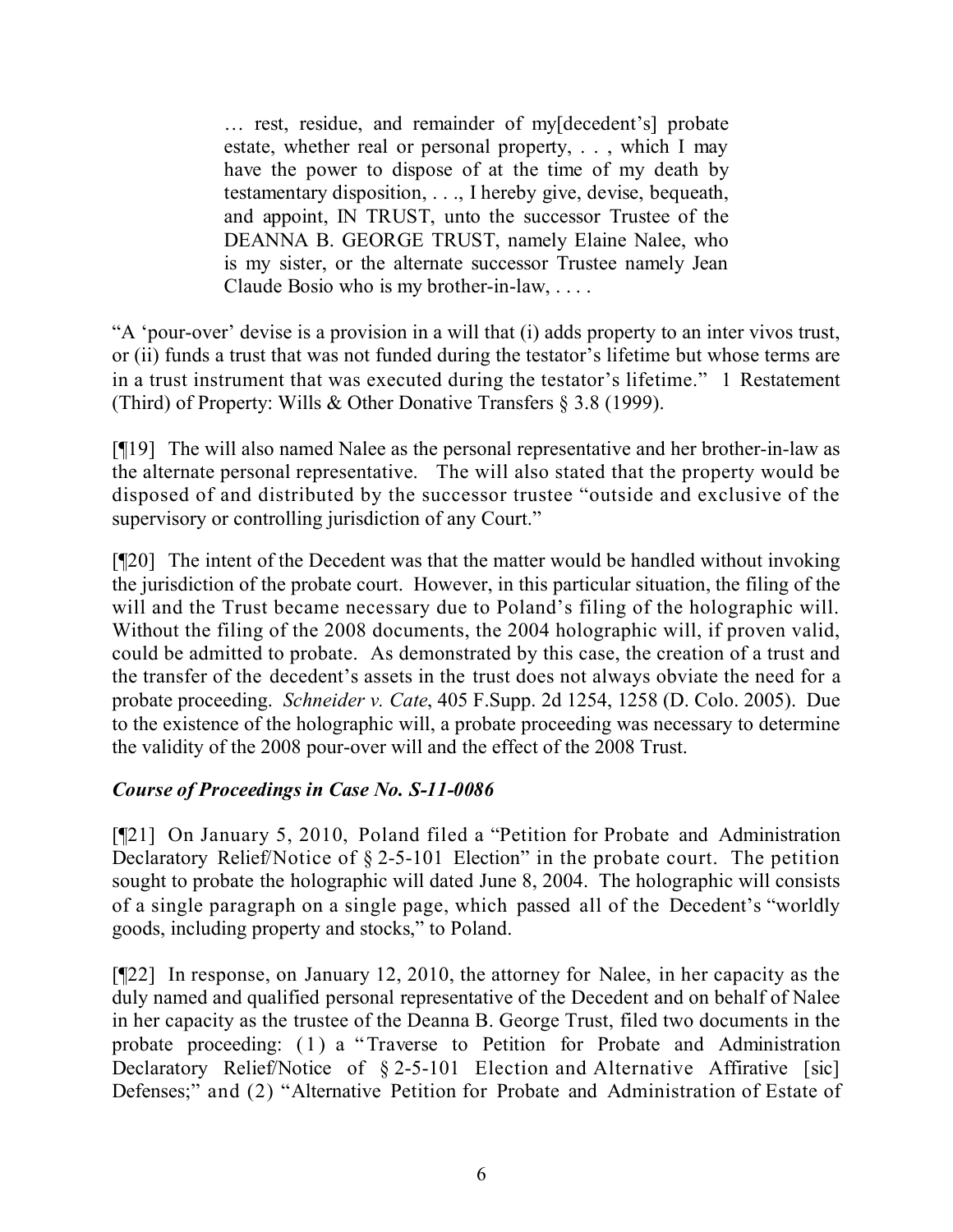> … rest, residue, and remainder of my[decedent's] probate estate, whether real or personal property, . . . , which I may have the power to dispose of at the time of my death by testamentary disposition, . . ., I hereby give, devise, bequeath, and appoint, IN TRUST, unto the successor Trustee of the DEANNA B. GEORGE TRUST, namely Elaine Nalee, who is my sister, or the alternate successor Trustee namely Jean Claude Bosio who is my brother-in-law, . . . .

"A 'pour-over' devise is a provision in a will that (i) adds property to an inter vivos trust, or (ii) funds a trust that was not funded during the testator's lifetime but whose terms are in a trust instrument that was executed during the testator's lifetime." 1 Restatement (Third) of Property: Wills & Other Donative Transfers § 3.8 (1999).

[¶19] The will also named Nalee as the personal representative and her brother-in-law as the alternate personal representative. The will also stated that the property would be disposed of and distributed by the successor trustee "outside and exclusive of the supervisory or controlling jurisdiction of any Court."

[¶20] The intent of the Decedent was that the matter would be handled without invoking the jurisdiction of the probate court. However, in this particular situation, the filing of the will and the Trust became necessary due to Poland's filing of the holographic will. Without the filing of the 2008 documents, the 2004 holographic will, if proven valid, could be admitted to probate. As demonstrated by this case, the creation of a trust and the transfer of the decedent's assets in the trust does not always obviate the need for a probate proceeding. *Schneider v. Cate*, 405 F.Supp. 2d 1254, 1258 (D. Colo. 2005). Due to the existence of the holographic will, a probate proceeding was necessary to determine the validity of the 2008 pour-over will and the effect of the 2008 Trust.

### *Course of Proceedings in Case No. S-11-0086*

[¶21] On January 5, 2010, Poland filed a "Petition for Probate and Administration Declaratory Relief/Notice of § 2-5-101 Election" in the probate court. The petition sought to probate the holographic will dated June 8, 2004. The holographic will consists of a single paragraph on a single page, which passed all of the Decedent's "worldly goods, including property and stocks," to Poland.

[¶22] In response, on January 12, 2010, the attorney for Nalee, in her capacity as the duly named and qualified personal representative of the Decedent and on behalf of Nalee in her capacity as the trustee of the Deanna B. George Trust, filed two documents in the probate proceeding: (1) a "Traverse to Petition for Probate and Administration Declaratory Relief/Notice of § 2-5-101 Election and Alternative Affirative [sic] Defenses;" and (2) "Alternative Petition for Probate and Administration of Estate of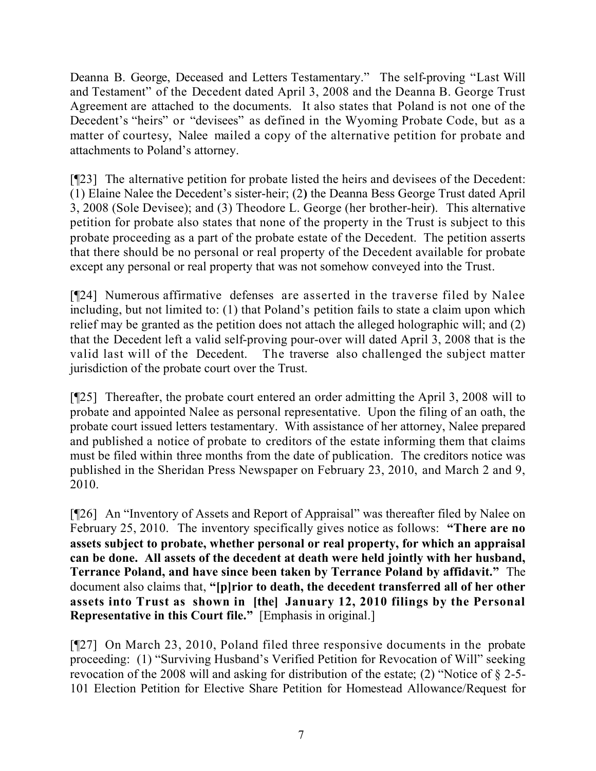Deanna B. George, Deceased and Letters Testamentary." The self-proving "Last Will and Testament" of the Decedent dated April 3, 2008 and the Deanna B. George Trust Agreement are attached to the documents. It also states that Poland is not one of the Decedent's "heirs" or "devisees" as defined in the Wyoming Probate Code, but as a matter of courtesy, Nalee mailed a copy of the alternative petition for probate and attachments to Poland's attorney.

[¶23] The alternative petition for probate listed the heirs and devisees of the Decedent: (1) Elaine Nalee the Decedent's sister-heir; (2) the Deanna Bess George Trust dated April 3, 2008 (Sole Devisee); and (3) Theodore L. George (her brother-heir). This alternative petition for probate also states that none of the property in the Trust is subject to this probate proceeding as a part of the probate estate of the Decedent. The petition asserts that there should be no personal or real property of the Decedent available for probate except any personal or real property that was not somehow conveyed into the Trust.

[¶24] Numerous affirmative defenses are asserted in the traverse filed by Nalee including, but not limited to: (1) that Poland's petition fails to state a claim upon which relief may be granted as the petition does not attach the alleged holographic will; and (2) that the Decedent left a valid self-proving pour-over will dated April 3, 2008 that is the valid last will of the Decedent. The traverse also challenged the subject matter jurisdiction of the probate court over the Trust.

[¶25] Thereafter, the probate court entered an order admitting the April 3, 2008 will to probate and appointed Nalee as personal representative. Upon the filing of an oath, the probate court issued letters testamentary. With assistance of her attorney, Nalee prepared and published a notice of probate to creditors of the estate informing them that claims must be filed within three months from the date of publication. The creditors notice was published in the Sheridan Press Newspaper on February 23, 2010, and March 2 and 9, 2010.

[¶26] An "Inventory of Assets and Report of Appraisal" was thereafter filed by Nalee on February 25, 2010. The inventory specifically gives notice as follows: **"There are no assets subject to probate, whether personal or real property, for which an appraisal can be done. All assets of the decedent at death were held jointly with her husband, Terrance Poland, and have since been taken by Terrance Poland by affidavit."** The document also claims that, **"[p]rior to death, the decedent transferred all of her other assets into Trust as shown in [the] January 12, 2010 filings by the Personal Representative in this Court file."** [Emphasis in original.]

[¶27] On March 23, 2010, Poland filed three responsive documents in the probate proceeding: (1) "Surviving Husband's Verified Petition for Revocation of Will" seeking revocation of the 2008 will and asking for distribution of the estate; (2) "Notice of § 2-5-101 Election Petition for Elective Share Petition for Homestead Allowance/Request for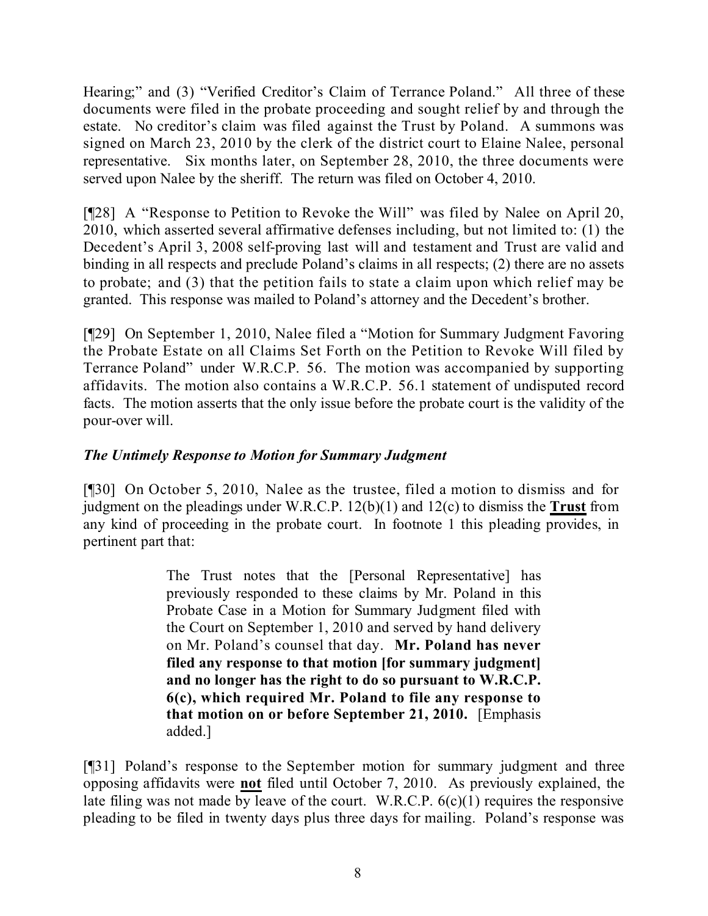Hearing;" and (3) "Verified Creditor's Claim of Terrance Poland." All three of these documents were filed in the probate proceeding and sought relief by and through the estate. No creditor's claim was filed against the Trust by Poland. A summons was signed on March 23, 2010 by the clerk of the district court to Elaine Nalee, personal representative. Six months later, on September 28, 2010, the three documents were served upon Nalee by the sheriff. The return was filed on October 4, 2010.

[¶28] A "Response to Petition to Revoke the Will" was filed by Nalee on April 20, 2010, which asserted several affirmative defenses including, but not limited to: (1) the Decedent's April 3, 2008 self-proving last will and testament and Trust are valid and binding in all respects and preclude Poland's claims in all respects; (2) there are no assets to probate; and (3) that the petition fails to state a claim upon which relief may be granted. This response was mailed to Poland's attorney and the Decedent's brother.

[¶29] On September 1, 2010, Nalee filed a "Motion for Summary Judgment Favoring the Probate Estate on all Claims Set Forth on the Petition to Revoke Will filed by Terrance Poland" under W.R.C.P. 56. The motion was accompanied by supporting affidavits. The motion also contains a W.R.C.P. 56.1 statement of undisputed record facts. The motion asserts that the only issue before the probate court is the validity of the pour-over will.

### *The Untimely Response to Motion for Summary Judgment*

[¶30] On October 5, 2010, Nalee as the trustee, filed a motion to dismiss and for judgment on the pleadings under W.R.C.P. 12(b)(1) and 12(c) to dismiss the **Trust** from any kind of proceeding in the probate court. In footnote 1 this pleading provides, in pertinent part that:

> The Trust notes that the [Personal Representative] has previously responded to these claims by Mr. Poland in this Probate Case in a Motion for Summary Judgment filed with the Court on September 1, 2010 and served by hand delivery on Mr. Poland's counsel that day. **Mr. Poland has never filed any response to that motion [for summary judgment] and no longer has the right to do so pursuant to W.R.C.P. 6(c), which required Mr. Poland to file any response to that motion on or before September 21, 2010.** [Emphasis added.]

[¶31] Poland's response to the September motion for summary judgment and three opposing affidavits were **not** filed until October 7, 2010. As previously explained, the late filing was not made by leave of the court. W.R.C.P. 6(c)(1) requires the responsive pleading to be filed in twenty days plus three days for mailing. Poland's response was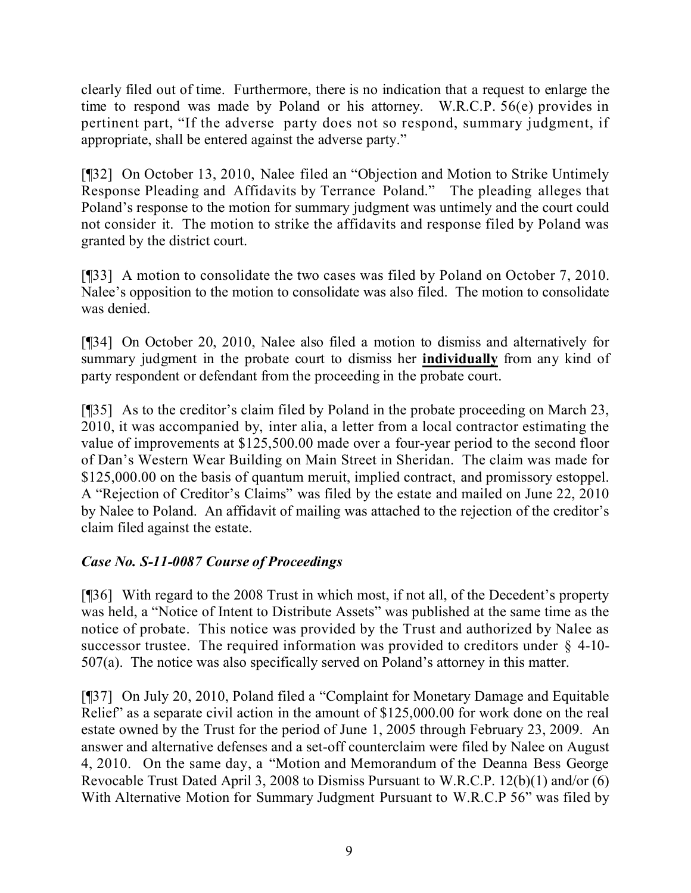clearly filed out of time. Furthermore, there is no indication that a request to enlarge the time to respond was made by Poland or his attorney. W.R.C.P. 56(e) provides in pertinent part, "If the adverse party does not so respond, summary judgment, if appropriate, shall be entered against the adverse party."

[¶32] On October 13, 2010, Nalee filed an "Objection and Motion to Strike Untimely Response Pleading and Affidavits by Terrance Poland." The pleading alleges that Poland's response to the motion for summary judgment was untimely and the court could not consider it. The motion to strike the affidavits and response filed by Poland was granted by the district court.

[¶33] A motion to consolidate the two cases was filed by Poland on October 7, 2010. Nalee's opposition to the motion to consolidate was also filed. The motion to consolidate was denied.

[¶34] On October 20, 2010, Nalee also filed a motion to dismiss and alternatively for summary judgment in the probate court to dismiss her **individually** from any kind of party respondent or defendant from the proceeding in the probate court.

[¶35] As to the creditor's claim filed by Poland in the probate proceeding on March 23, 2010, it was accompanied by, inter alia, a letter from a local contractor estimating the value of improvements at $125,500.00 made over a four-year period to the second floor of Dan's Western Wear Building on Main Street in Sheridan. The claim was made for $125,000.00 on the basis of quantum meruit, implied contract, and promissory estoppel. A "Rejection of Creditor's Claims" was filed by the estate and mailed on June 22, 2010 by Nalee to Poland. An affidavit of mailing was attached to the rejection of the creditor's claim filed against the estate.

### *Case No. S-11-0087 Course of Proceedings*

[¶36] With regard to the 2008 Trust in which most, if not all, of the Decedent's property was held, a "Notice of Intent to Distribute Assets" was published at the same time as the notice of probate. This notice was provided by the Trust and authorized by Nalee as successor trustee. The required information was provided to creditors under § 4-10-507(a). The notice was also specifically served on Poland's attorney in this matter.

[¶37] On July 20, 2010, Poland filed a "Complaint for Monetary Damage and Equitable Relief" as a separate civil action in the amount of $125,000.00 for work done on the real estate owned by the Trust for the period of June 1, 2005 through February 23, 2009. An answer and alternative defenses and a set-off counterclaim were filed by Nalee on August 4, 2010. On the same day, a "Motion and Memorandum of the Deanna Bess George Revocable Trust Dated April 3, 2008 to Dismiss Pursuant to W.R.C.P. 12(b)(1) and/or (6) With Alternative Motion for Summary Judgment Pursuant to W.R.C.P 56" was filed by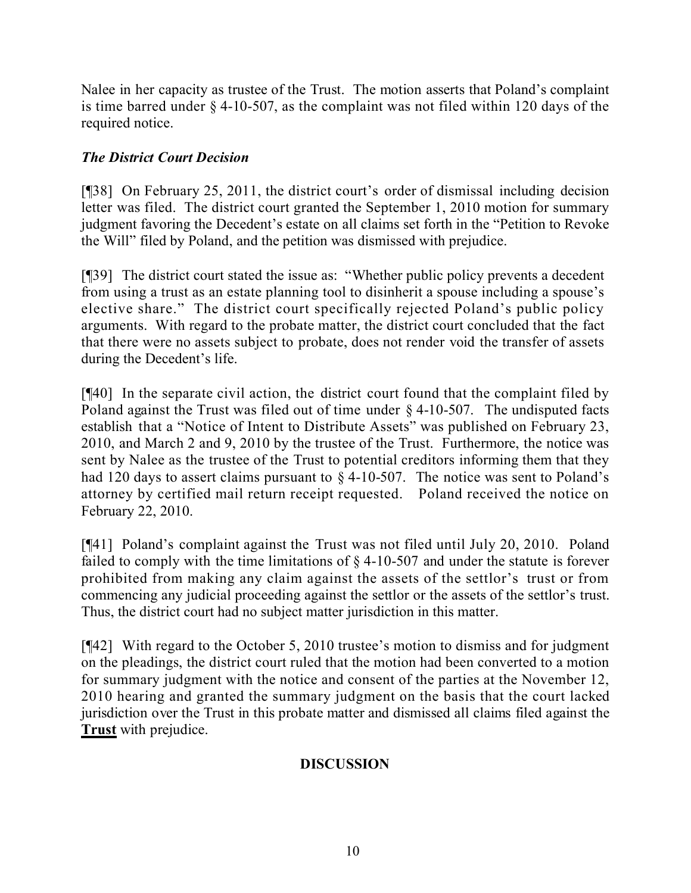Nalee in her capacity as trustee of the Trust. The motion asserts that Poland's complaint is time barred under § 4-10-507, as the complaint was not filed within 120 days of the required notice.

### *The District Court Decision*

[¶38] On February 25, 2011, the district court's order of dismissal including decision letter was filed. The district court granted the September 1, 2010 motion for summary judgment favoring the Decedent's estate on all claims set forth in the "Petition to Revoke the Will" filed by Poland, and the petition was dismissed with prejudice.

[¶39] The district court stated the issue as: "Whether public policy prevents a decedent from using a trust as an estate planning tool to disinherit a spouse including a spouse's elective share." The district court specifically rejected Poland's public policy arguments. With regard to the probate matter, the district court concluded that the fact that there were no assets subject to probate, does not render void the transfer of assets during the Decedent's life.

[¶40] In the separate civil action, the district court found that the complaint filed by Poland against the Trust was filed out of time under § 4-10-507. The undisputed facts establish that a "Notice of Intent to Distribute Assets" was published on February 23, 2010, and March 2 and 9, 2010 by the trustee of the Trust. Furthermore, the notice was sent by Nalee as the trustee of the Trust to potential creditors informing them that they had 120 days to assert claims pursuant to § 4-10-507. The notice was sent to Poland's attorney by certified mail return receipt requested. Poland received the notice on February 22, 2010.

[¶41] Poland's complaint against the Trust was not filed until July 20, 2010. Poland failed to comply with the time limitations of § 4-10-507 and under the statute is forever prohibited from making any claim against the assets of the settlor's trust or from commencing any judicial proceeding against the settlor or the assets of the settlor's trust. Thus, the district court had no subject matter jurisdiction in this matter.

[¶42] With regard to the October 5, 2010 trustee's motion to dismiss and for judgment on the pleadings, the district court ruled that the motion had been converted to a motion for summary judgment with the notice and consent of the parties at the November 12, 2010 hearing and granted the summary judgment on the basis that the court lacked jurisdiction over the Trust in this probate matter and dismissed all claims filed against the **Trust** with prejudice.

## DISCUSSION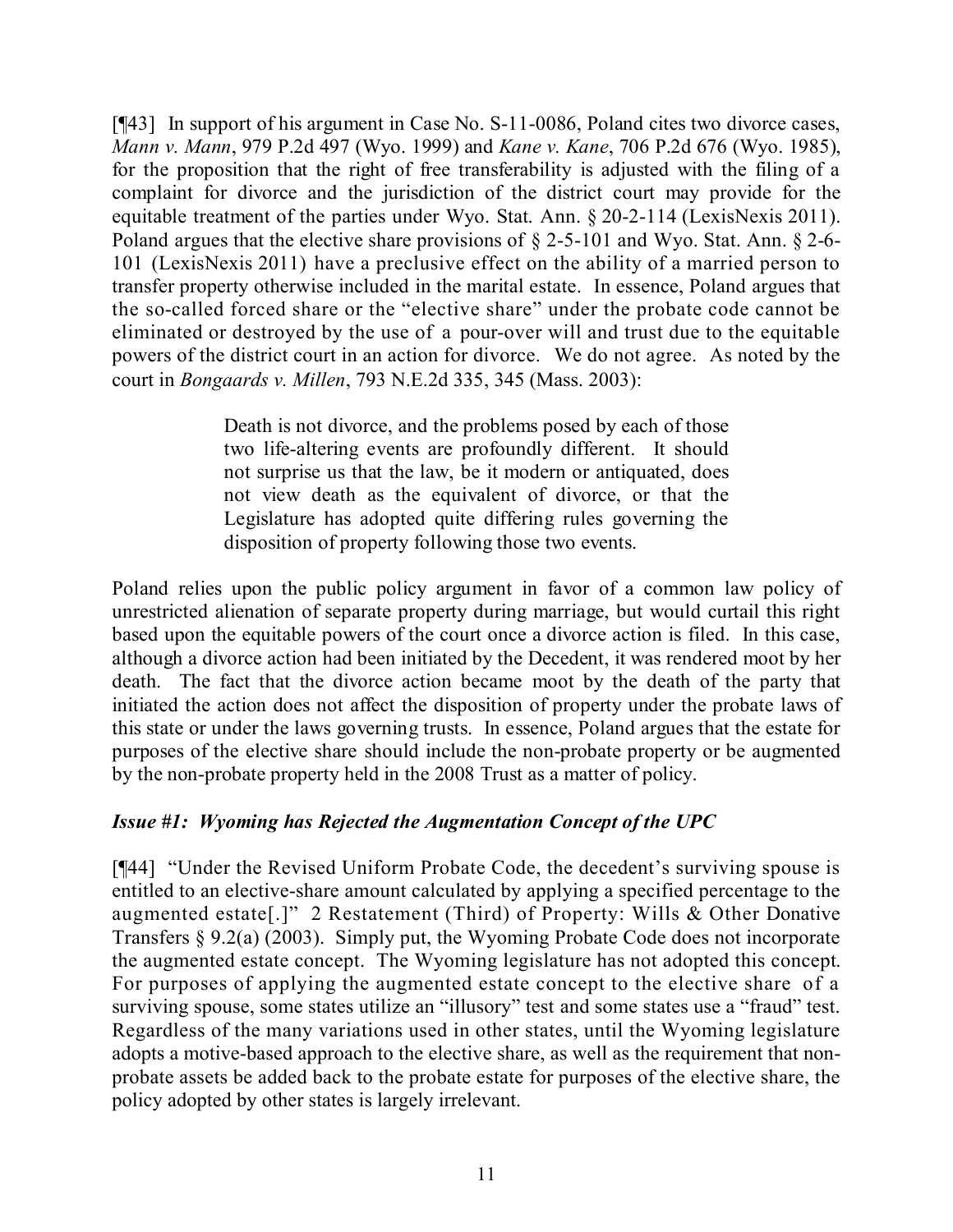[¶43] In support of his argument in Case No. S-11-0086, Poland cites two divorce cases, *Mann v. Mann*, 979 P.2d 497 (Wyo. 1999) and *Kane v. Kane*, 706 P.2d 676 (Wyo. 1985), for the proposition that the right of free transferability is adjusted with the filing of a complaint for divorce and the jurisdiction of the district court may provide for the equitable treatment of the parties under Wyo. Stat. Ann. § 20-2-114 (LexisNexis 2011). Poland argues that the elective share provisions of § 2-5-101 and Wyo. Stat. Ann. § 2-6-101 (LexisNexis 2011) have a preclusive effect on the ability of a married person to transfer property otherwise included in the marital estate. In essence, Poland argues that the so-called forced share or the "elective share" under the probate code cannot be eliminated or destroyed by the use of a pour-over will and trust due to the equitable powers of the district court in an action for divorce. We do not agree. As noted by the court in *Bongaards v. Millen*, 793 N.E.2d 335, 345 (Mass. 2003):

> Death is not divorce, and the problems posed by each of those two life-altering events are profoundly different. It should not surprise us that the law, be it modern or antiquated, does not view death as the equivalent of divorce, or that the Legislature has adopted quite differing rules governing the disposition of property following those two events.

Poland relies upon the public policy argument in favor of a common law policy of unrestricted alienation of separate property during marriage, but would curtail this right based upon the equitable powers of the court once a divorce action is filed. In this case, although a divorce action had been initiated by the Decedent, it was rendered moot by her death. The fact that the divorce action became moot by the death of the party that initiated the action does not affect the disposition of property under the probate laws of this state or under the laws governing trusts. In essence, Poland argues that the estate for purposes of the elective share should include the non-probate property or be augmented by the non-probate property held in the 2008 Trust as a matter of policy.

### *Issue #1: Wyoming has Rejected the Augmentation Concept of the UPC*

[¶44] "Under the Revised Uniform Probate Code, the decedent's surviving spouse is entitled to an elective-share amount calculated by applying a specified percentage to the augmented estate[.]" 2 Restatement (Third) of Property: Wills & Other Donative Transfers § 9.2(a) (2003). Simply put, the Wyoming Probate Code does not incorporate the augmented estate concept. The Wyoming legislature has not adopted this concept. For purposes of applying the augmented estate concept to the elective share of a surviving spouse, some states utilize an "illusory" test and some states use a "fraud" test. Regardless of the many variations used in other states, until the Wyoming legislature adopts a motive-based approach to the elective share, as well as the requirement that non-probate assets be added back to the probate estate for purposes of the elective share, the policy adopted by other states is largely irrelevant.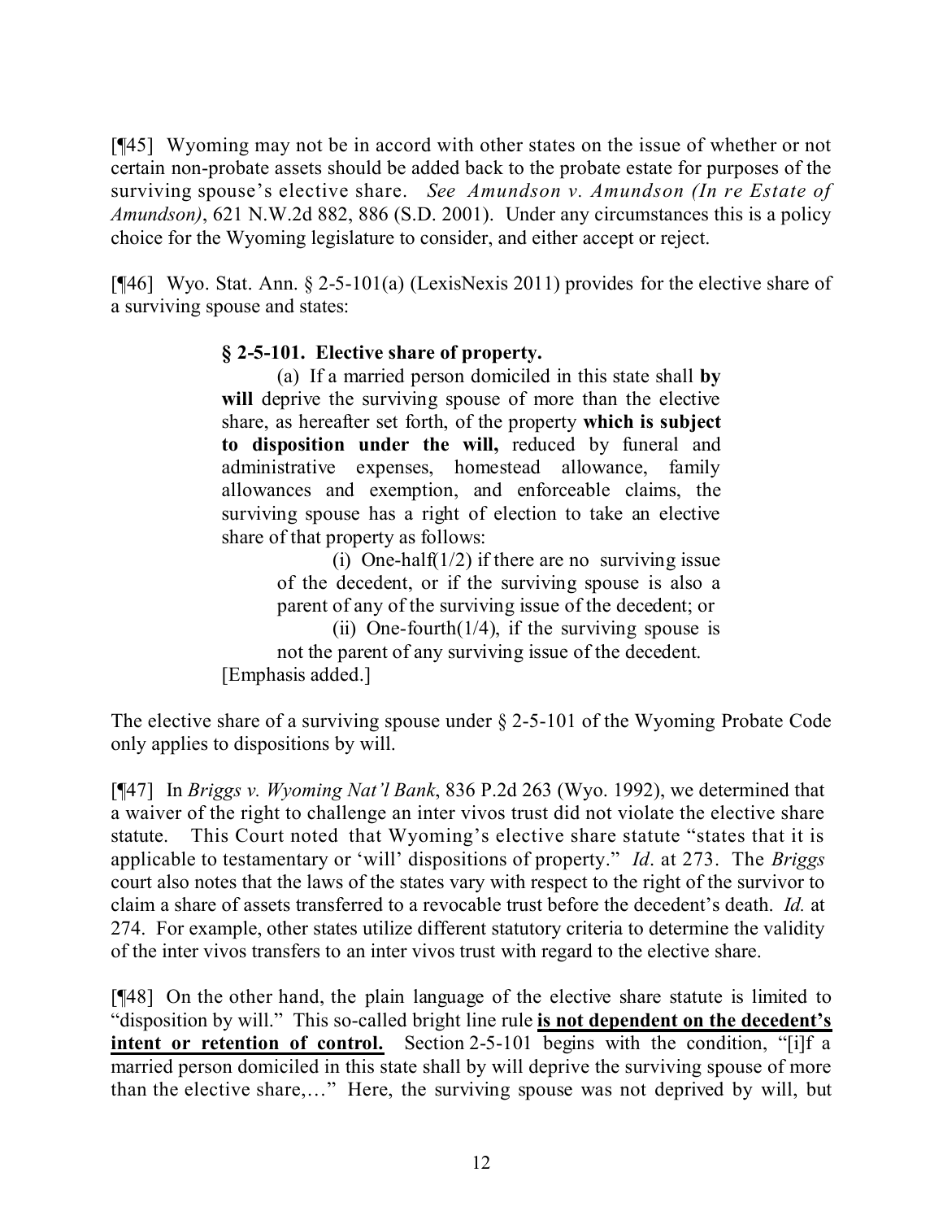[¶45] Wyoming may not be in accord with other states on the issue of whether or not certain non-probate assets should be added back to the probate estate for purposes of the surviving spouse's elective share. *See Amundson v. Amundson (In re Estate of Amundson)*, 621 N.W.2d 882, 886 (S.D. 2001). Under any circumstances this is a policy choice for the Wyoming legislature to consider, and either accept or reject.

[¶46] Wyo. Stat. Ann. § 2-5-101(a) (LexisNexis 2011) provides for the elective share of a surviving spouse and states:

> **§ 2-5-101. Elective share of property.**
>
> (a) If a married person domiciled in this state shall **by will** deprive the surviving spouse of more than the elective share, as hereafter set forth, of the property **which is subject to disposition under the will,** reduced by funeral and administrative expenses, homestead allowance, family allowances and exemption, and enforceable claims, the surviving spouse has a right of election to take an elective share of that property as follows:
>
> (i) One-half(1/2) if there are no surviving issue of the decedent, or if the surviving spouse is also a parent of any of the surviving issue of the decedent; or
>
> (ii) One-fourth(1/4), if the surviving spouse is not the parent of any surviving issue of the decedent.
>
> [Emphasis added.]

The elective share of a surviving spouse under § 2-5-101 of the Wyoming Probate Code only applies to dispositions by will.

[¶47] In *Briggs v. Wyoming Nat'l Bank*, 836 P.2d 263 (Wyo. 1992), we determined that a waiver of the right to challenge an inter vivos trust did not violate the elective share statute. This Court noted that Wyoming's elective share statute "states that it is applicable to testamentary or 'will' dispositions of property." *Id*. at 273. The *Briggs* court also notes that the laws of the states vary with respect to the right of the survivor to claim a share of assets transferred to a revocable trust before the decedent's death. *Id.* at 274. For example, other states utilize different statutory criteria to determine the validity of the inter vivos transfers to an inter vivos trust with regard to the elective share.

[¶48] On the other hand, the plain language of the elective share statute is limited to "disposition by will." This so-called bright line rule **<u>is not dependent on the decedent's intent or retention of control.</u>** Section 2-5-101 begins with the condition, "[i]f a married person domiciled in this state shall by will deprive the surviving spouse of more than the elective share,…" Here, the surviving spouse was not deprived by will, but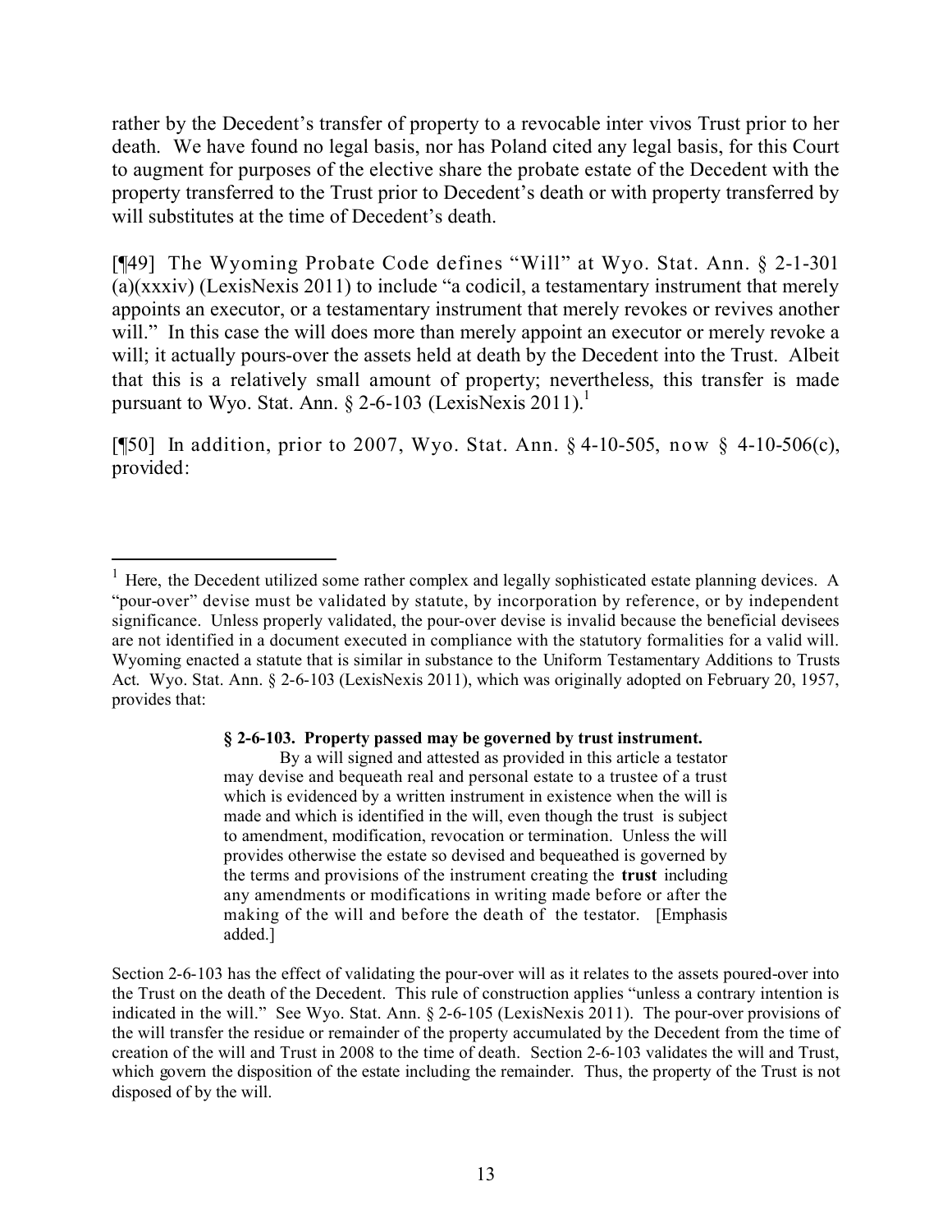rather by the Decedent's transfer of property to a revocable inter vivos Trust prior to her death. We have found no legal basis, nor has Poland cited any legal basis, for this Court to augment for purposes of the elective share the probate estate of the Decedent with the property transferred to the Trust prior to Decedent's death or with property transferred by will substitutes at the time of Decedent's death.

[¶49] The Wyoming Probate Code defines "Will" at Wyo. Stat. Ann. § 2-1-301 (a)(xxxiv) (LexisNexis 2011) to include "a codicil, a testamentary instrument that merely appoints an executor, or a testamentary instrument that merely revokes or revives another will." In this case the will does more than merely appoint an executor or merely revoke a will; it actually pours-over the assets held at death by the Decedent into the Trust. Albeit that this is a relatively small amount of property; nevertheless, this transfer is made pursuant to Wyo. Stat. Ann. § 2-6-103 (LexisNexis 2011).[1]

[¶50] In addition, prior to 2007, Wyo. Stat. Ann. § 4-10-505, now § 4-10-506(c), provided:

---

[1] Here, the Decedent utilized some rather complex and legally sophisticated estate planning devices. A "pour-over" devise must be validated by statute, by incorporation by reference, or by independent significance. Unless properly validated, the pour-over devise is invalid because the beneficial devisees are not identified in a document executed in compliance with the statutory formalities for a valid will. Wyoming enacted a statute that is similar in substance to the Uniform Testamentary Additions to Trusts Act. Wyo. Stat. Ann. § 2-6-103 (LexisNexis 2011), which was originally adopted on February 20, 1957, provides that:

> **§ 2-6-103. Property passed may be governed by trust instrument.**
>
> By a will signed and attested as provided in this article a testator may devise and bequeath real and personal estate to a trustee of a trust which is evidenced by a written instrument in existence when the will is made and which is identified in the will, even though the trust is subject to amendment, modification, revocation or termination. Unless the will provides otherwise the estate so devised and bequeathed is governed by the terms and provisions of the instrument creating the **trust** including any amendments or modifications in writing made before or after the making of the will and before the death of the testator. [Emphasis added.]

Section 2-6-103 has the effect of validating the pour-over will as it relates to the assets poured-over into the Trust on the death of the Decedent. This rule of construction applies "unless a contrary intention is indicated in the will." See Wyo. Stat. Ann. § 2-6-105 (LexisNexis 2011). The pour-over provisions of the will transfer the residue or remainder of the property accumulated by the Decedent from the time of creation of the will and Trust in 2008 to the time of death. Section 2-6-103 validates the will and Trust, which govern the disposition of the estate including the remainder. Thus, the property of the Trust is not disposed of by the will.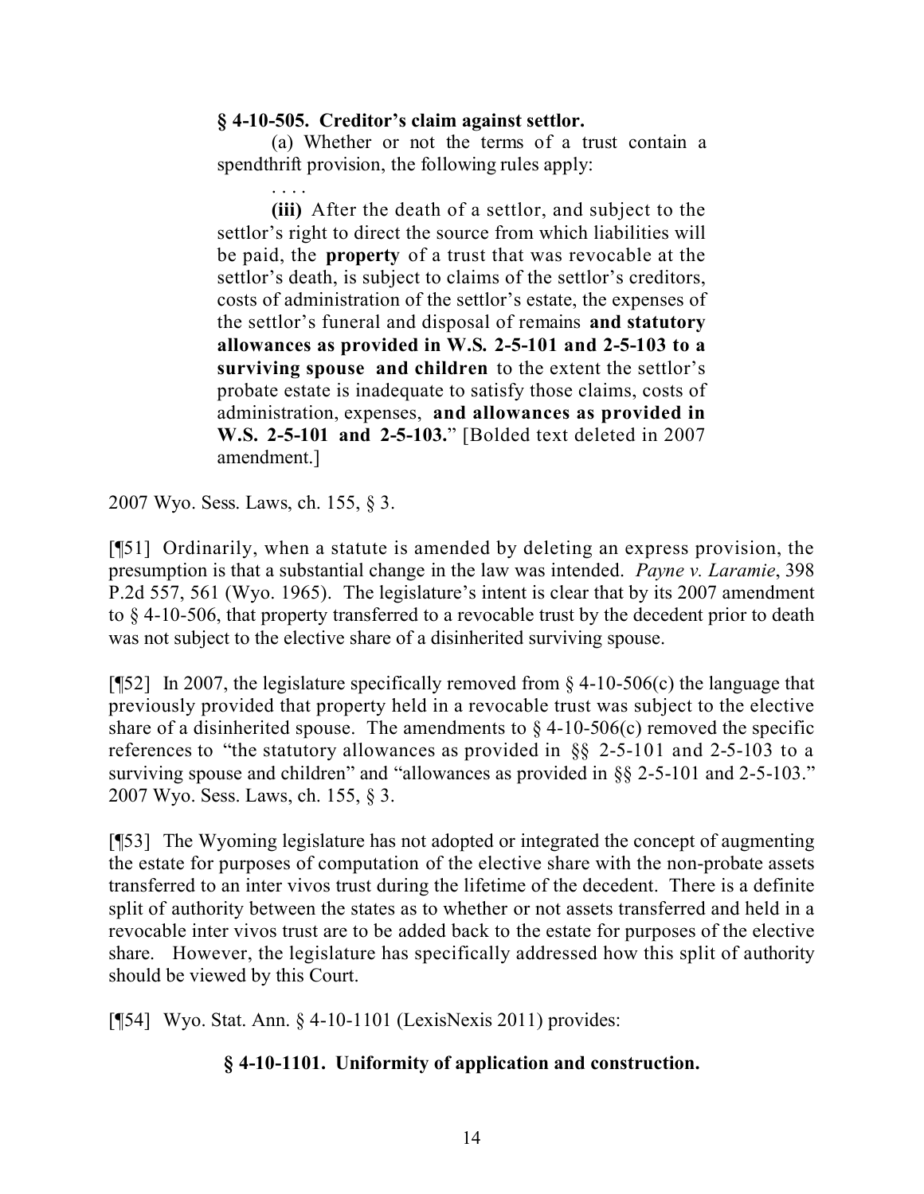**§ 4-10-505. Creditor's claim against settlor.**

(a) Whether or not the terms of a trust contain a spendthrift provision, the following rules apply:

. . . .

**(iii)** After the death of a settlor, and subject to the settlor's right to direct the source from which liabilities will be paid, the **property** of a trust that was revocable at the settlor's death, is subject to claims of the settlor's creditors, costs of administration of the settlor's estate, the expenses of the settlor's funeral and disposal of remains **and statutory allowances as provided in W.S. 2-5-101 and 2-5-103 to a surviving spouse and children** to the extent the settlor's probate estate is inadequate to satisfy those claims, costs of administration, expenses, **and allowances as provided in W.S. 2-5-101 and 2-5-103.**" [Bolded text deleted in 2007 amendment.]

2007 Wyo. Sess. Laws, ch. 155, § 3.

[¶51] Ordinarily, when a statute is amended by deleting an express provision, the presumption is that a substantial change in the law was intended. *Payne v. Laramie*, 398 P.2d 557, 561 (Wyo. 1965). The legislature's intent is clear that by its 2007 amendment to § 4-10-506, that property transferred to a revocable trust by the decedent prior to death was not subject to the elective share of a disinherited surviving spouse.

[¶52] In 2007, the legislature specifically removed from § 4-10-506(c) the language that previously provided that property held in a revocable trust was subject to the elective share of a disinherited spouse. The amendments to § 4-10-506(c) removed the specific references to "the statutory allowances as provided in §§ 2-5-101 and 2-5-103 to a surviving spouse and children" and "allowances as provided in §§ 2-5-101 and 2-5-103." 2007 Wyo. Sess. Laws, ch. 155, § 3.

[¶53] The Wyoming legislature has not adopted or integrated the concept of augmenting the estate for purposes of computation of the elective share with the non-probate assets transferred to an inter vivos trust during the lifetime of the decedent. There is a definite split of authority between the states as to whether or not assets transferred and held in a revocable inter vivos trust are to be added back to the estate for purposes of the elective share. However, the legislature has specifically addressed how this split of authority should be viewed by this Court.

[¶54] Wyo. Stat. Ann. § 4-10-1101 (LexisNexis 2011) provides:

**§ 4-10-1101. Uniformity of application and construction.**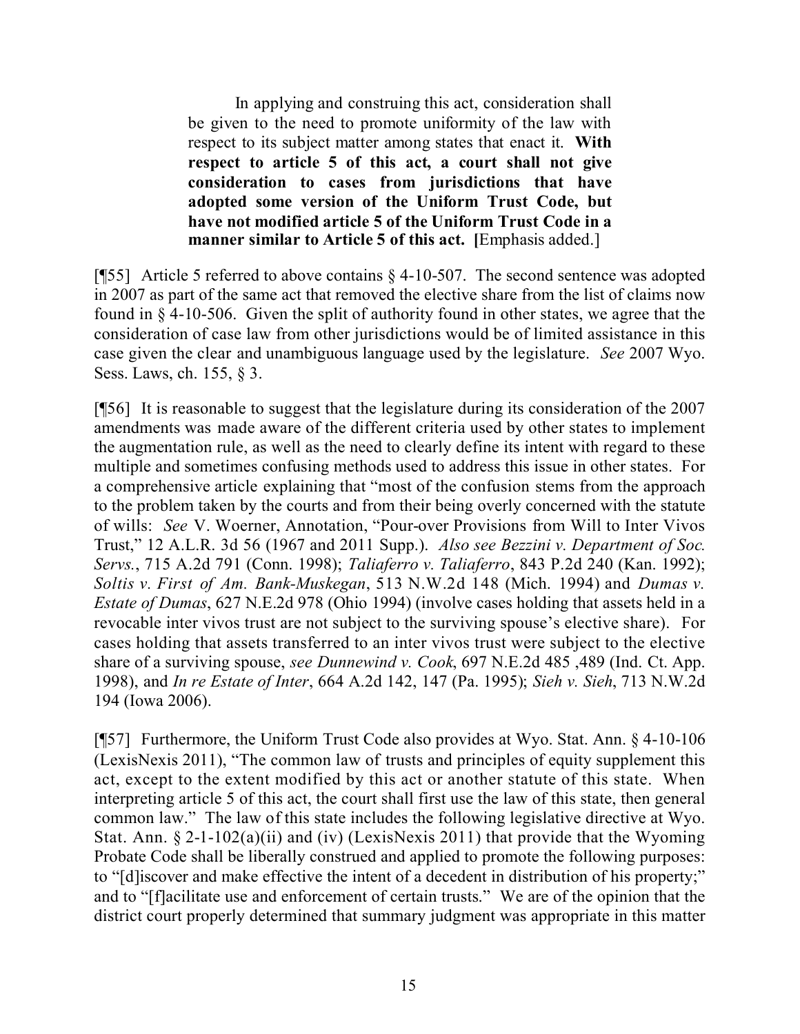> In applying and construing this act, consideration shall be given to the need to promote uniformity of the law with respect to its subject matter among states that enact it. **With respect to article 5 of this act, a court shall not give consideration to cases from jurisdictions that have adopted some version of the Uniform Trust Code, but have not modified article 5 of the Uniform Trust Code in a manner similar to Article 5 of this act. [**Emphasis added.]

[¶55] Article 5 referred to above contains § 4-10-507. The second sentence was adopted in 2007 as part of the same act that removed the elective share from the list of claims now found in § 4-10-506. Given the split of authority found in other states, we agree that the consideration of case law from other jurisdictions would be of limited assistance in this case given the clear and unambiguous language used by the legislature. *See* 2007 Wyo. Sess. Laws, ch. 155, § 3.

[¶56] It is reasonable to suggest that the legislature during its consideration of the 2007 amendments was made aware of the different criteria used by other states to implement the augmentation rule, as well as the need to clearly define its intent with regard to these multiple and sometimes confusing methods used to address this issue in other states. For a comprehensive article explaining that "most of the confusion stems from the approach to the problem taken by the courts and from their being overly concerned with the statute of wills: *See* V. Woerner, Annotation, "Pour-over Provisions from Will to Inter Vivos Trust," 12 A.L.R. 3d 56 (1967 and 2011 Supp.). *Also see Bezzini v. Department of Soc. Servs.*, 715 A.2d 791 (Conn. 1998); *Taliaferro v. Taliaferro*, 843 P.2d 240 (Kan. 1992); *Soltis v. First of Am. Bank-Muskegan*, 513 N.W.2d 148 (Mich. 1994) and *Dumas v. Estate of Dumas*, 627 N.E.2d 978 (Ohio 1994) (involve cases holding that assets held in a revocable inter vivos trust are not subject to the surviving spouse's elective share). For cases holding that assets transferred to an inter vivos trust were subject to the elective share of a surviving spouse, *see Dunnewind v. Cook*, 697 N.E.2d 485 ,489 (Ind. Ct. App. 1998), and *In re Estate of Inter*, 664 A.2d 142, 147 (Pa. 1995); *Sieh v. Sieh*, 713 N.W.2d 194 (Iowa 2006).

[¶57] Furthermore, the Uniform Trust Code also provides at Wyo. Stat. Ann. § 4-10-106 (LexisNexis 2011), "The common law of trusts and principles of equity supplement this act, except to the extent modified by this act or another statute of this state. When interpreting article 5 of this act, the court shall first use the law of this state, then general common law." The law of this state includes the following legislative directive at Wyo. Stat. Ann. § 2-1-102(a)(ii) and (iv) (LexisNexis 2011) that provide that the Wyoming Probate Code shall be liberally construed and applied to promote the following purposes: to "[d]iscover and make effective the intent of a decedent in distribution of his property;" and to "[f]acilitate use and enforcement of certain trusts." We are of the opinion that the district court properly determined that summary judgment was appropriate in this matter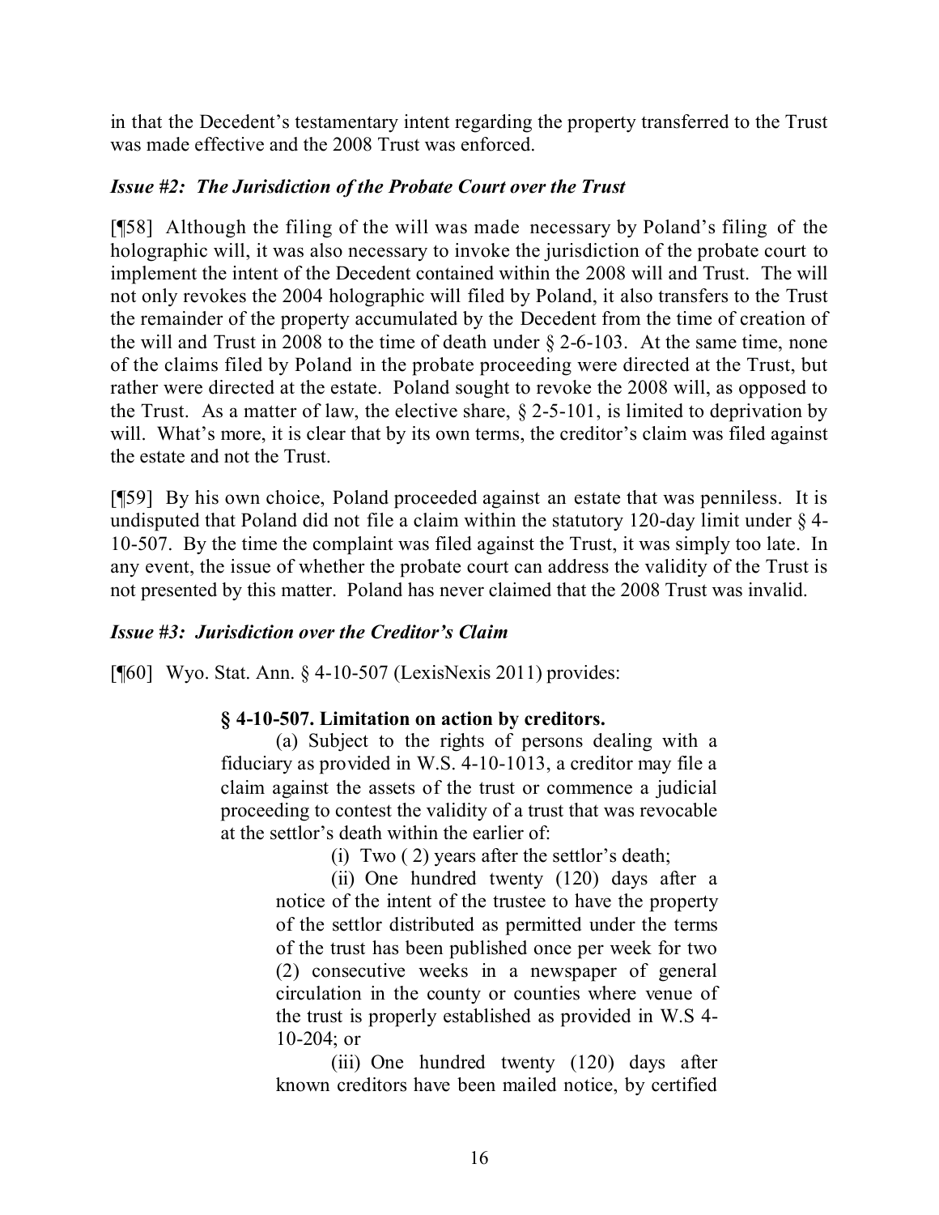in that the Decedent's testamentary intent regarding the property transferred to the Trust was made effective and the 2008 Trust was enforced.

### *Issue #2: The Jurisdiction of the Probate Court over the Trust*

[¶58] Although the filing of the will was made necessary by Poland's filing of the holographic will, it was also necessary to invoke the jurisdiction of the probate court to implement the intent of the Decedent contained within the 2008 will and Trust. The will not only revokes the 2004 holographic will filed by Poland, it also transfers to the Trust the remainder of the property accumulated by the Decedent from the time of creation of the will and Trust in 2008 to the time of death under § 2-6-103. At the same time, none of the claims filed by Poland in the probate proceeding were directed at the Trust, but rather were directed at the estate. Poland sought to revoke the 2008 will, as opposed to the Trust. As a matter of law, the elective share, § 2-5-101, is limited to deprivation by will. What's more, it is clear that by its own terms, the creditor's claim was filed against the estate and not the Trust.

[¶59] By his own choice, Poland proceeded against an estate that was penniless. It is undisputed that Poland did not file a claim within the statutory 120-day limit under § 4-10-507. By the time the complaint was filed against the Trust, it was simply too late. In any event, the issue of whether the probate court can address the validity of the Trust is not presented by this matter. Poland has never claimed that the 2008 Trust was invalid.

### *Issue #3: Jurisdiction over the Creditor's Claim*

[¶60] Wyo. Stat. Ann. § 4-10-507 (LexisNexis 2011) provides:

> **§ 4-10-507. Limitation on action by creditors.**
>
> (a) Subject to the rights of persons dealing with a fiduciary as provided in W.S. 4-10-1013, a creditor may file a claim against the assets of the trust or commence a judicial proceeding to contest the validity of a trust that was revocable at the settlor's death within the earlier of:
>
> (i) Two ( 2) years after the settlor's death;
>
> (ii) One hundred twenty (120) days after a notice of the intent of the trustee to have the property of the settlor distributed as permitted under the terms of the trust has been published once per week for two (2) consecutive weeks in a newspaper of general circulation in the county or counties where venue of the trust is properly established as provided in W.S 4-10-204; or
>
> (iii) One hundred twenty (120) days after known creditors have been mailed notice, by certified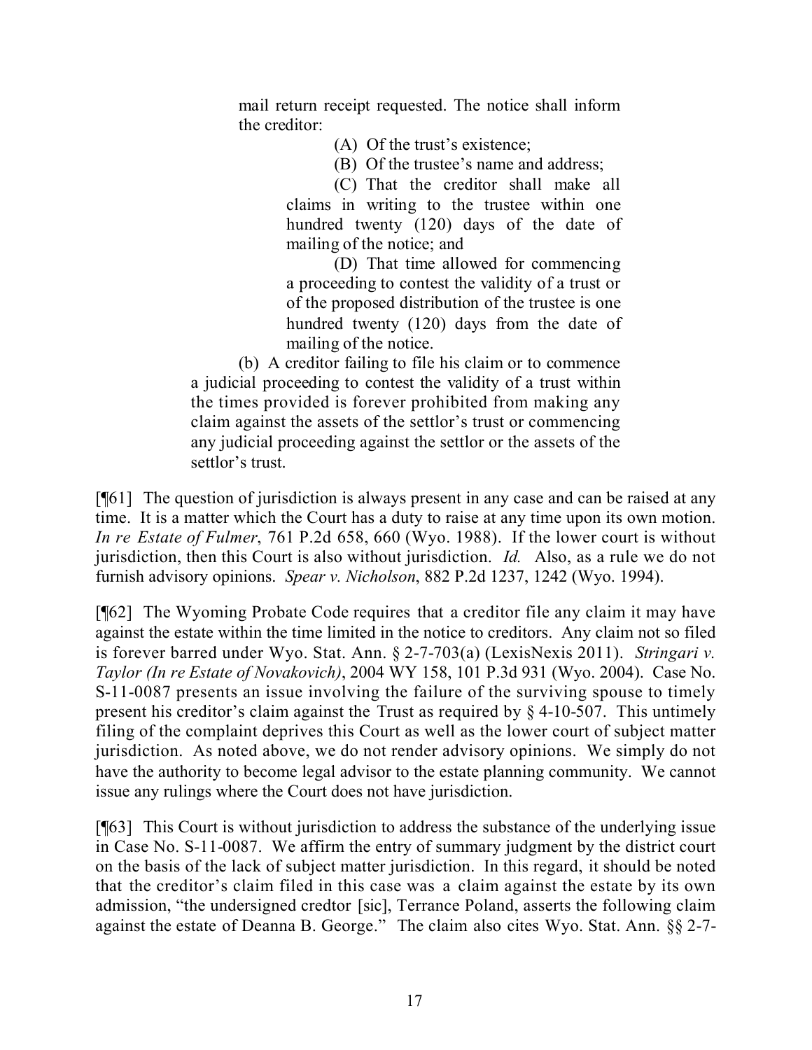> mail return receipt requested. The notice shall inform the creditor:
>
> (A) Of the trust's existence;
>
> (B) Of the trustee's name and address;
>
> (C) That the creditor shall make all claims in writing to the trustee within one hundred twenty (120) days of the date of mailing of the notice; and
>
> (D) That time allowed for commencing a proceeding to contest the validity of a trust or of the proposed distribution of the trustee is one hundred twenty (120) days from the date of mailing of the notice.
>
> (b) A creditor failing to file his claim or to commence a judicial proceeding to contest the validity of a trust within the times provided is forever prohibited from making any claim against the assets of the settlor's trust or commencing any judicial proceeding against the settlor or the assets of the settlor's trust.

[¶61] The question of jurisdiction is always present in any case and can be raised at any time. It is a matter which the Court has a duty to raise at any time upon its own motion. *In re Estate of Fulmer*, 761 P.2d 658, 660 (Wyo. 1988). If the lower court is without jurisdiction, then this Court is also without jurisdiction. *Id.* Also, as a rule we do not furnish advisory opinions. *Spear v. Nicholson*, 882 P.2d 1237, 1242 (Wyo. 1994).

[¶62] The Wyoming Probate Code requires that a creditor file any claim it may have against the estate within the time limited in the notice to creditors. Any claim not so filed is forever barred under Wyo. Stat. Ann. § 2-7-703(a) (LexisNexis 2011). *Stringari v. Taylor (In re Estate of Novakovich)*, 2004 WY 158, 101 P.3d 931 (Wyo. 2004). Case No. S-11-0087 presents an issue involving the failure of the surviving spouse to timely present his creditor's claim against the Trust as required by § 4-10-507. This untimely filing of the complaint deprives this Court as well as the lower court of subject matter jurisdiction. As noted above, we do not render advisory opinions. We simply do not have the authority to become legal advisor to the estate planning community. We cannot issue any rulings where the Court does not have jurisdiction.

[¶63] This Court is without jurisdiction to address the substance of the underlying issue in Case No. S-11-0087. We affirm the entry of summary judgment by the district court on the basis of the lack of subject matter jurisdiction. In this regard, it should be noted that the creditor's claim filed in this case was a claim against the estate by its own admission, "the undersigned credtor [sic], Terrance Poland, asserts the following claim against the estate of Deanna B. George." The claim also cites Wyo. Stat. Ann. §§ 2-7-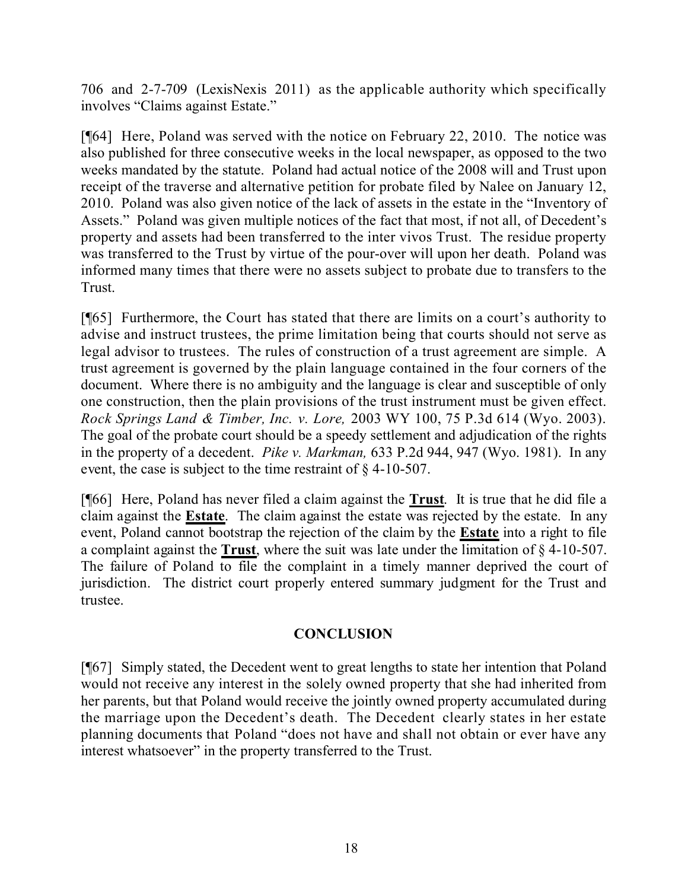706 and 2-7-709 (LexisNexis 2011) as the applicable authority which specifically involves "Claims against Estate."

[¶64] Here, Poland was served with the notice on February 22, 2010. The notice was also published for three consecutive weeks in the local newspaper, as opposed to the two weeks mandated by the statute. Poland had actual notice of the 2008 will and Trust upon receipt of the traverse and alternative petition for probate filed by Nalee on January 12, 2010. Poland was also given notice of the lack of assets in the estate in the "Inventory of Assets." Poland was given multiple notices of the fact that most, if not all, of Decedent's property and assets had been transferred to the inter vivos Trust. The residue property was transferred to the Trust by virtue of the pour-over will upon her death. Poland was informed many times that there were no assets subject to probate due to transfers to the Trust.

[¶65] Furthermore, the Court has stated that there are limits on a court's authority to advise and instruct trustees, the prime limitation being that courts should not serve as legal advisor to trustees. The rules of construction of a trust agreement are simple. A trust agreement is governed by the plain language contained in the four corners of the document. Where there is no ambiguity and the language is clear and susceptible of only one construction, then the plain provisions of the trust instrument must be given effect. *Rock Springs Land & Timber, Inc. v. Lore,* 2003 WY 100, 75 P.3d 614 (Wyo. 2003). The goal of the probate court should be a speedy settlement and adjudication of the rights in the property of a decedent. *Pike v. Markman,* 633 P.2d 944, 947 (Wyo. 1981). In any event, the case is subject to the time restraint of § 4-10-507.

[¶66] Here, Poland has never filed a claim against the **<u>Trust</u>**. It is true that he did file a claim against the **<u>Estate</u>**. The claim against the estate was rejected by the estate. In any event, Poland cannot bootstrap the rejection of the claim by the **<u>Estate</u>** into a right to file a complaint against the **<u>Trust</u>**, where the suit was late under the limitation of § 4-10-507. The failure of Poland to file the complaint in a timely manner deprived the court of jurisdiction. The district court properly entered summary judgment for the Trust and trustee.

## CONCLUSION

[¶67] Simply stated, the Decedent went to great lengths to state her intention that Poland would not receive any interest in the solely owned property that she had inherited from her parents, but that Poland would receive the jointly owned property accumulated during the marriage upon the Decedent's death. The Decedent clearly states in her estate planning documents that Poland "does not have and shall not obtain or ever have any interest whatsoever" in the property transferred to the Trust.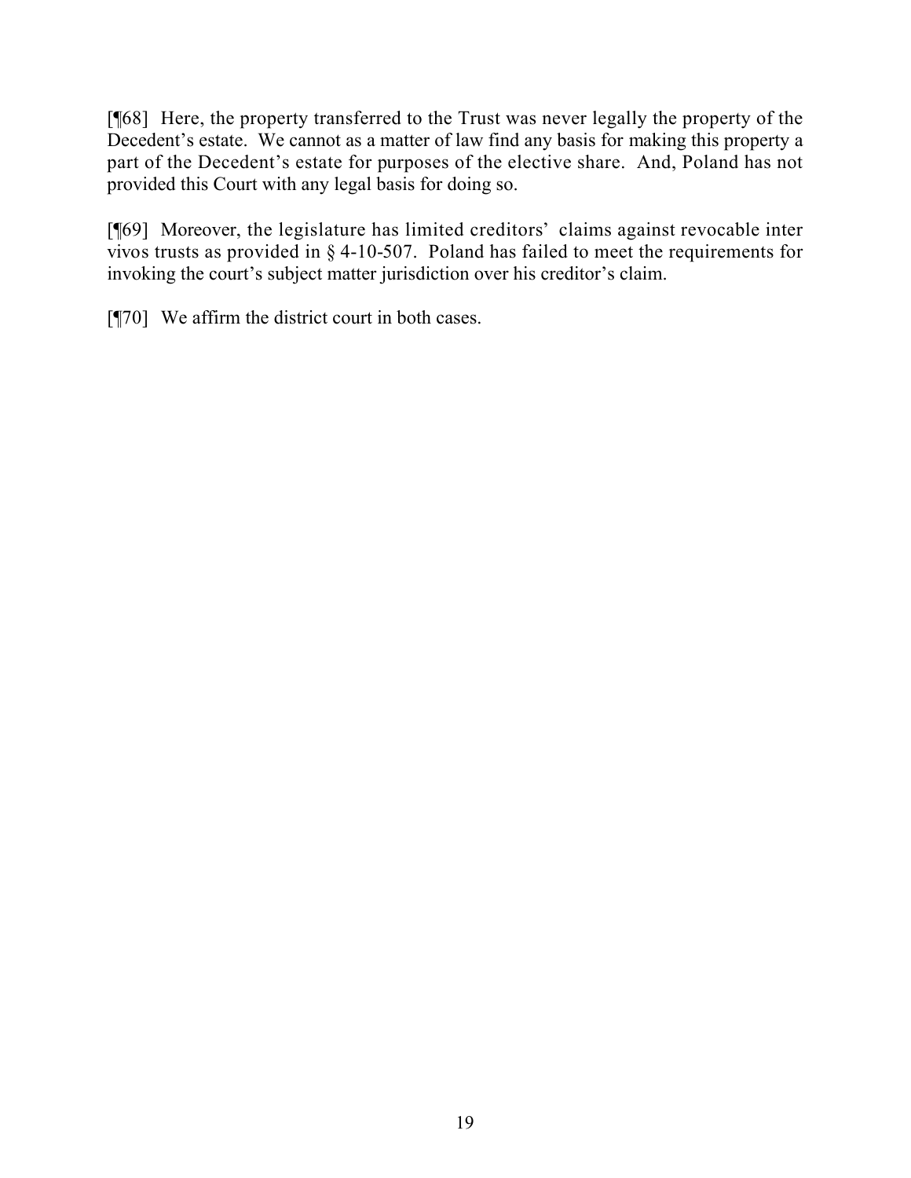[¶68] Here, the property transferred to the Trust was never legally the property of the Decedent's estate. We cannot as a matter of law find any basis for making this property a part of the Decedent's estate for purposes of the elective share. And, Poland has not provided this Court with any legal basis for doing so.

[¶69] Moreover, the legislature has limited creditors' claims against revocable inter vivos trusts as provided in § 4-10-507. Poland has failed to meet the requirements for invoking the court's subject matter jurisdiction over his creditor's claim.

[¶70] We affirm the district court in both cases.